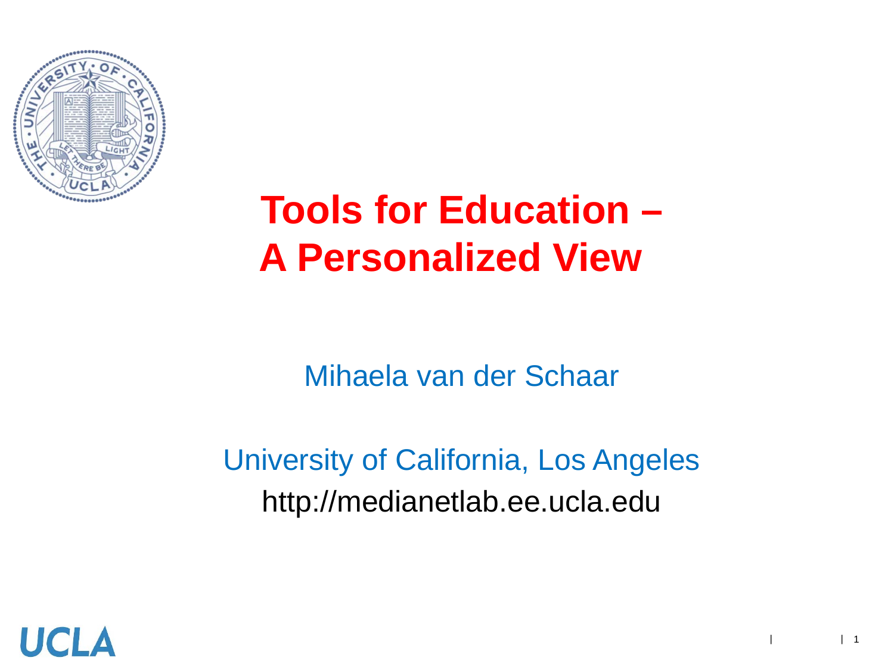# Tools for Education – A Personalized View

Mihaela van der Schaar

University of California, Los Angeles

http://medianetlab.ee.ucla.edu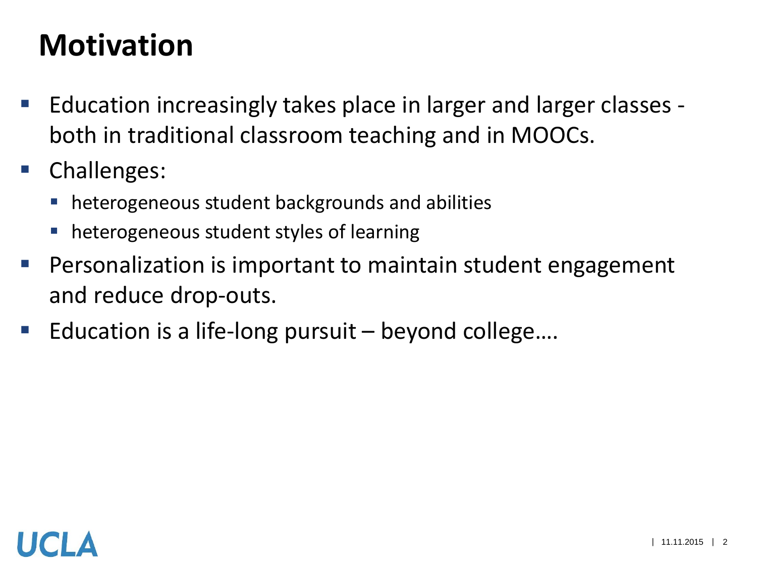# Motivation

- Education increasingly takes place in larger and larger classes - both in traditional classroom teaching and in MOOCs.
- Challenges:
  - heterogeneous student backgrounds and abilities
  - heterogeneous student styles of learning
- Personalization is important to maintain student engagement and reduce drop-outs.
- Education is a life-long pursuit – beyond college….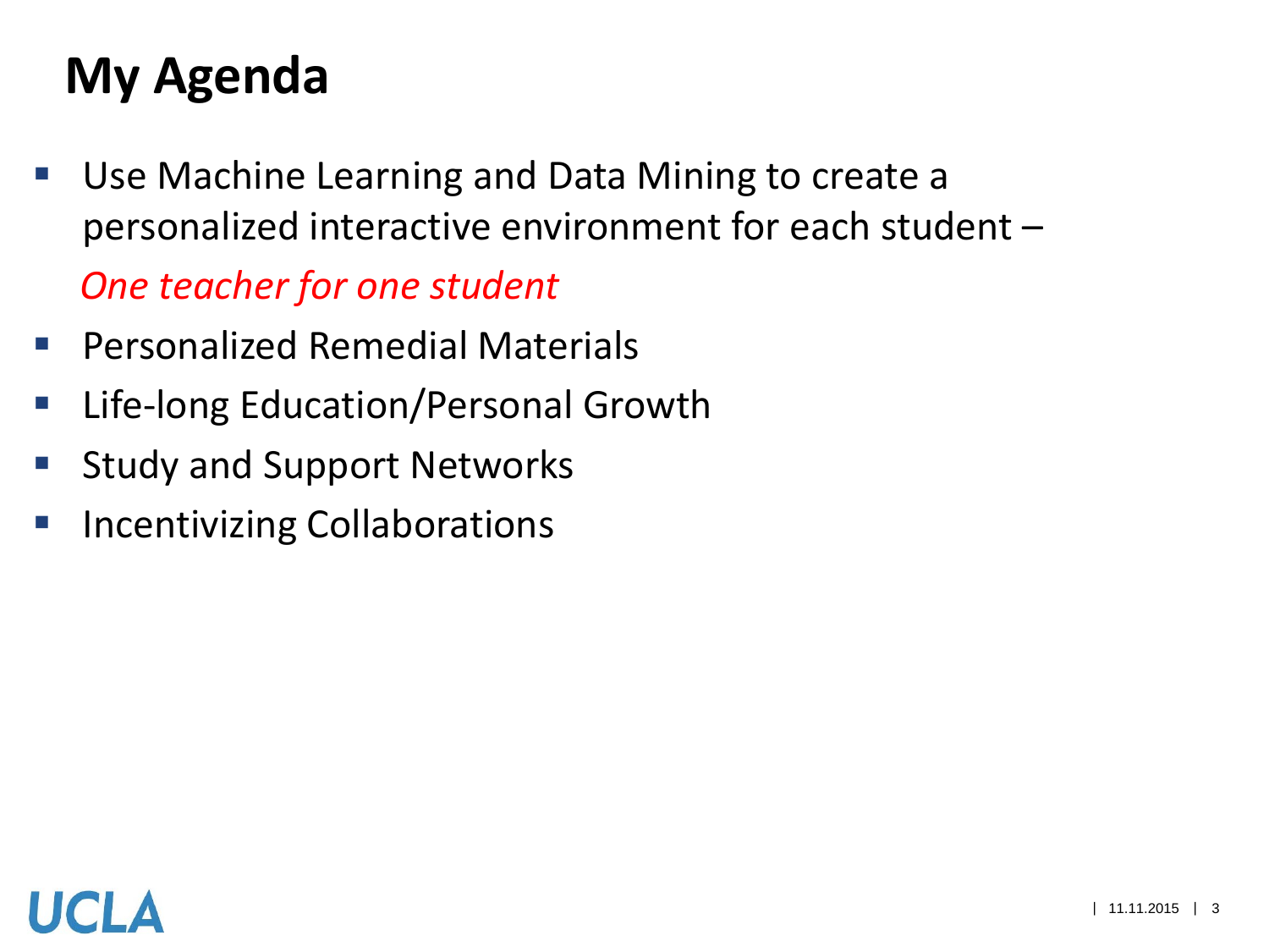# My Agenda

- Use Machine Learning and Data Mining to create a personalized interactive environment for each student –

  *One teacher for one student*
- Personalized Remedial Materials
- Life-long Education/Personal Growth
- Study and Support Networks
- Incentivizing Collaborations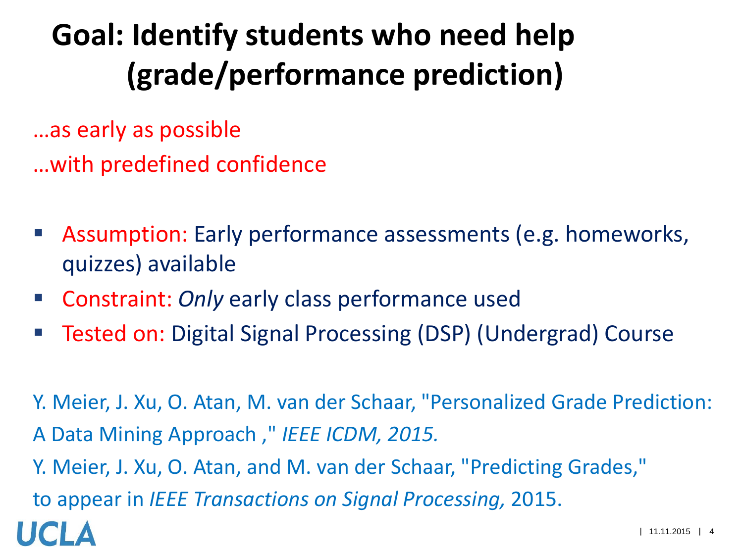# Goal: Identify students who need help (grade/performance prediction)

…as early as possible

…with predefined confidence

- Assumption: Early performance assessments (e.g. homeworks, quizzes) available
- Constraint: *Only* early class performance used
- Tested on: Digital Signal Processing (DSP) (Undergrad) Course

Y. Meier, J. Xu, O. Atan, M. van der Schaar, "Personalized Grade Prediction: A Data Mining Approach ," *IEEE ICDM, 2015.*

Y. Meier, J. Xu, O. Atan, and M. van der Schaar, "Predicting Grades," to appear in *IEEE Transactions on Signal Processing,* 2015.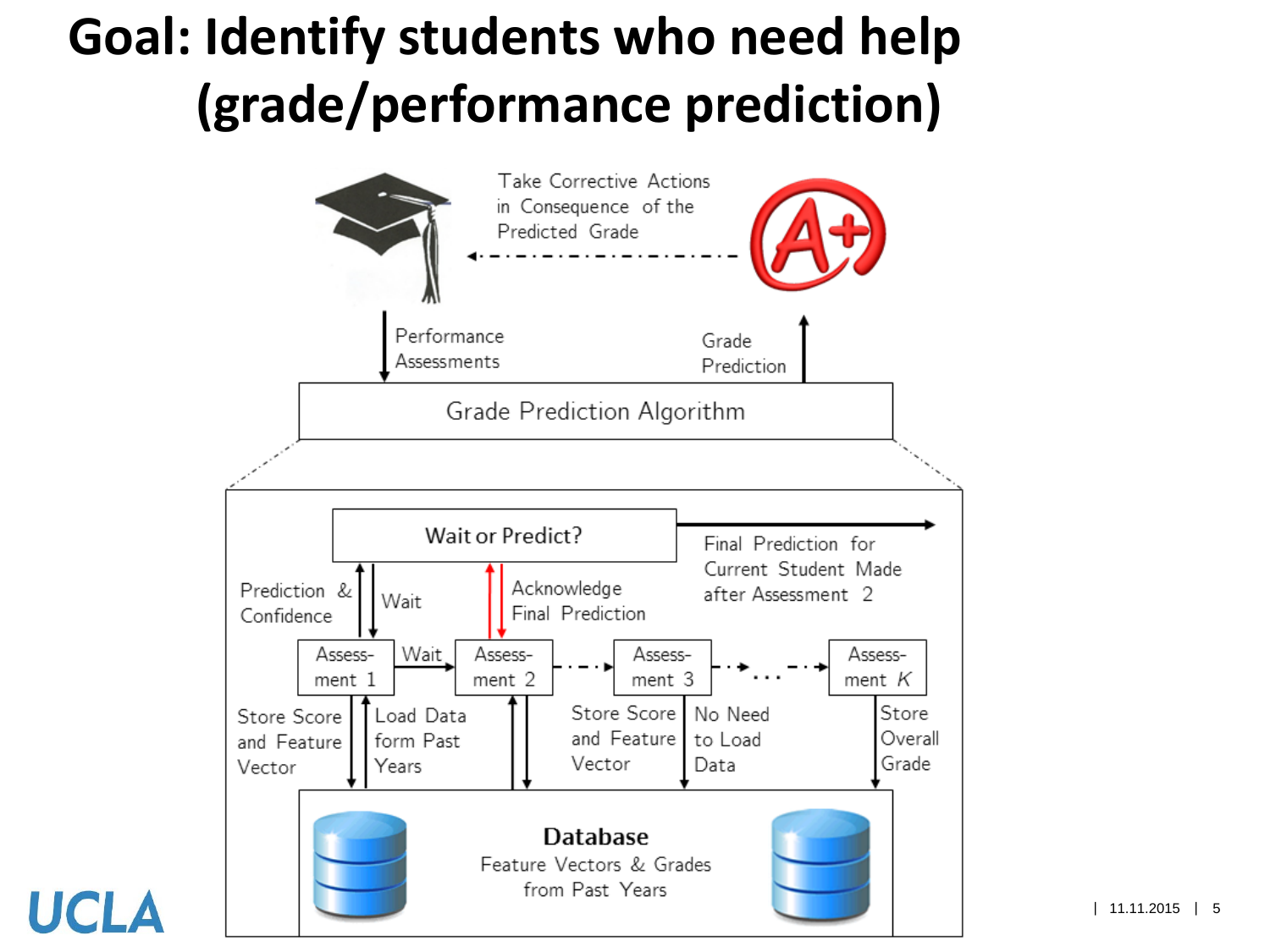# Goal: Identify students who need help (grade/performance prediction)

Take Corrective Actions in Consequence of the Predicted Grade

Performance Assessments

Grade Prediction

Grade Prediction Algorithm

Wait or Predict?

Final Prediction for Current Student Made after Assessment 2

Prediction & Confidence

Wait

Acknowledge Final Prediction

Assess-ment 1

Wait

Assess-ment 2

Assess-ment 3

...

Assess-ment $K$

Store Score and Feature Vector

Load Data form Past Years

Store Score and Feature Vector

No Need to Load Data

Store Overall Grade

**Database**
Feature Vectors & Grades from Past Years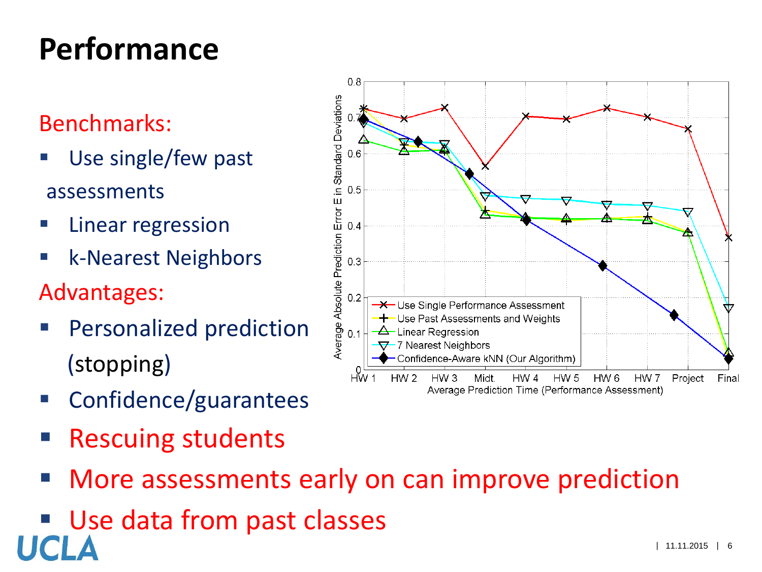# Performance

Benchmarks:

- Use single/few past assessments
- Linear regression
- k-Nearest Neighbors

Advantages:

- Personalized prediction (stopping)
- Confidence/guarantees
- Rescuing students
- More assessments early on can improve prediction
- Use data from past classes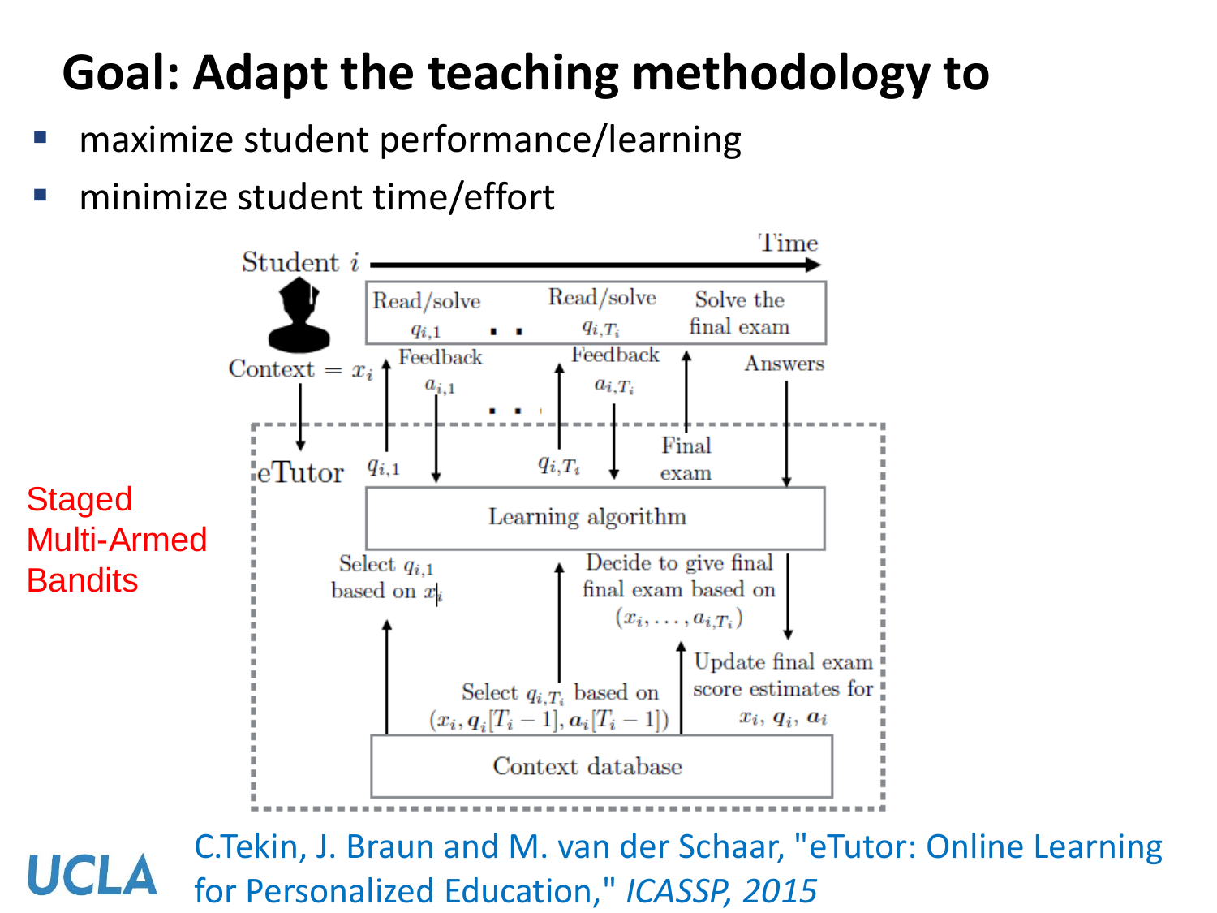# Goal: Adapt the teaching methodology to

- maximize student performance/learning
- minimize student time/effort

Staged Multi-Armed Bandits

Student $i$ — Time

| Read/solve $q_{i,1}$ | . . | Read/solve $q_{i,T_i}$ | Solve the final exam |
|---|---|---|---|

Context $= x_i$

Feedback $a_{i,1}$ . . . Feedback $a_{i,T_i}$ — Answers

eTutor: $q_{i,1}$ — $q_{i,T_i}$ — Final exam

Learning algorithm

Select $q_{i,1}$ based on $x_i$

Decide to give final final exam based on $(x_i, \ldots, a_{i,T_i})$

Select $q_{i,T_i}$ based on $(x_i, \boldsymbol{q}_i[T_i - 1], \boldsymbol{a}_i[T_i - 1])$

Update final exam score estimates for $x_i$, $\boldsymbol{q}_i$, $\boldsymbol{a}_i$

Context database

C.Tekin, J. Braun and M. van der Schaar, "eTutor: Online Learning for Personalized Education," *ICASSP, 2015*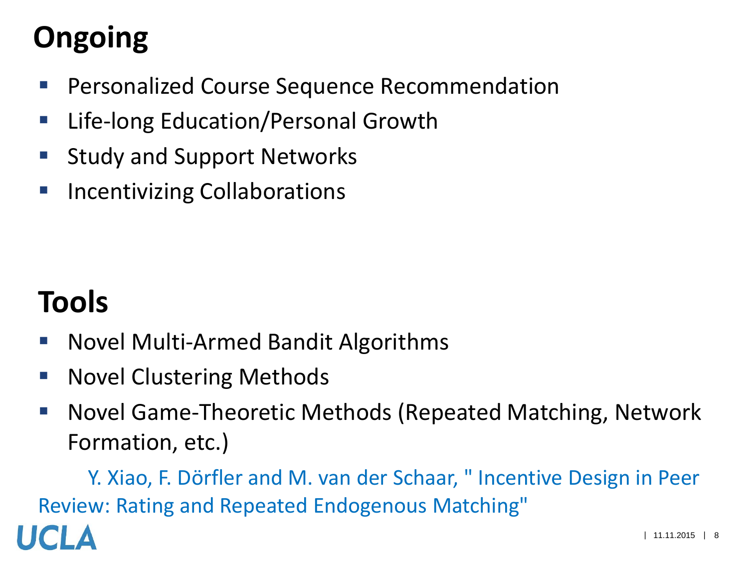# Ongoing

- Personalized Course Sequence Recommendation
- Life-long Education/Personal Growth
- Study and Support Networks
- Incentivizing Collaborations

# Tools

- Novel Multi-Armed Bandit Algorithms
- Novel Clustering Methods
- Novel Game-Theoretic Methods (Repeated Matching, Network Formation, etc.)

Y. Xiao, F. Dörfler and M. van der Schaar, " Incentive Design in Peer Review: Rating and Repeated Endogenous Matching"